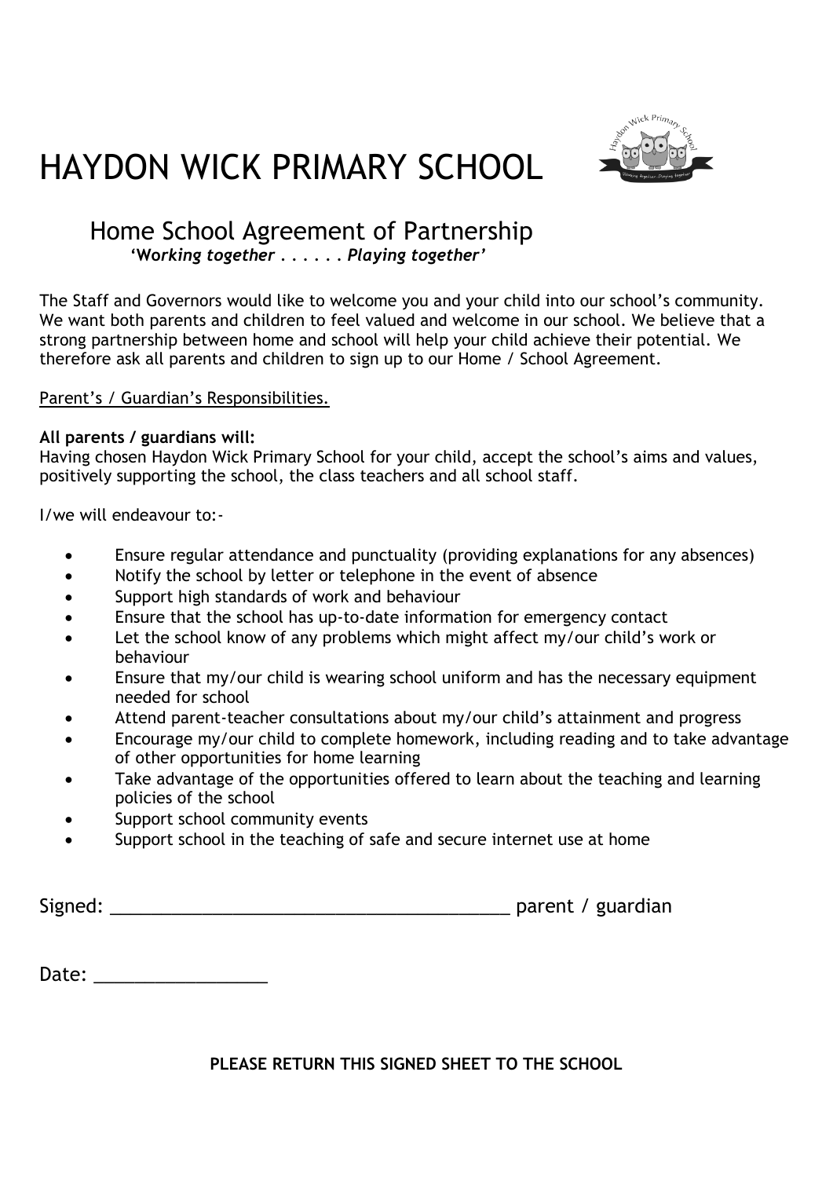# HAYDON WICK PRIMARY SCHOOL

## Home School Agreement of Partnership

*'Working together . . . . . . Playing together'*

The Staff and Governors would like to welcome you and your child into our school's community. We want both parents and children to feel valued and welcome in our school. We believe that a strong partnership between home and school will help your child achieve their potential. We therefore ask all parents and children to sign up to our Home / School Agreement.

<u>Parent's / Guardian's Responsibilities.</u>

**All parents / guardians will:**
Having chosen Haydon Wick Primary School for your child, accept the school's aims and values, positively supporting the school, the class teachers and all school staff.

I/we will endeavour to:-

- Ensure regular attendance and punctuality (providing explanations for any absences)
- Notify the school by letter or telephone in the event of absence
- Support high standards of work and behaviour
- Ensure that the school has up-to-date information for emergency contact
- Let the school know of any problems which might affect my/our child's work or behaviour
- Ensure that my/our child is wearing school uniform and has the necessary equipment needed for school
- Attend parent-teacher consultations about my/our child's attainment and progress
- Encourage my/our child to complete homework, including reading and to take advantage of other opportunities for home learning
- Take advantage of the opportunities offered to learn about the teaching and learning policies of the school
- Support school community events
- Support school in the teaching of safe and secure internet use at home

Signed: ________________________________________ parent / guardian

Date: _________________

**PLEASE RETURN THIS SIGNED SHEET TO THE SCHOOL**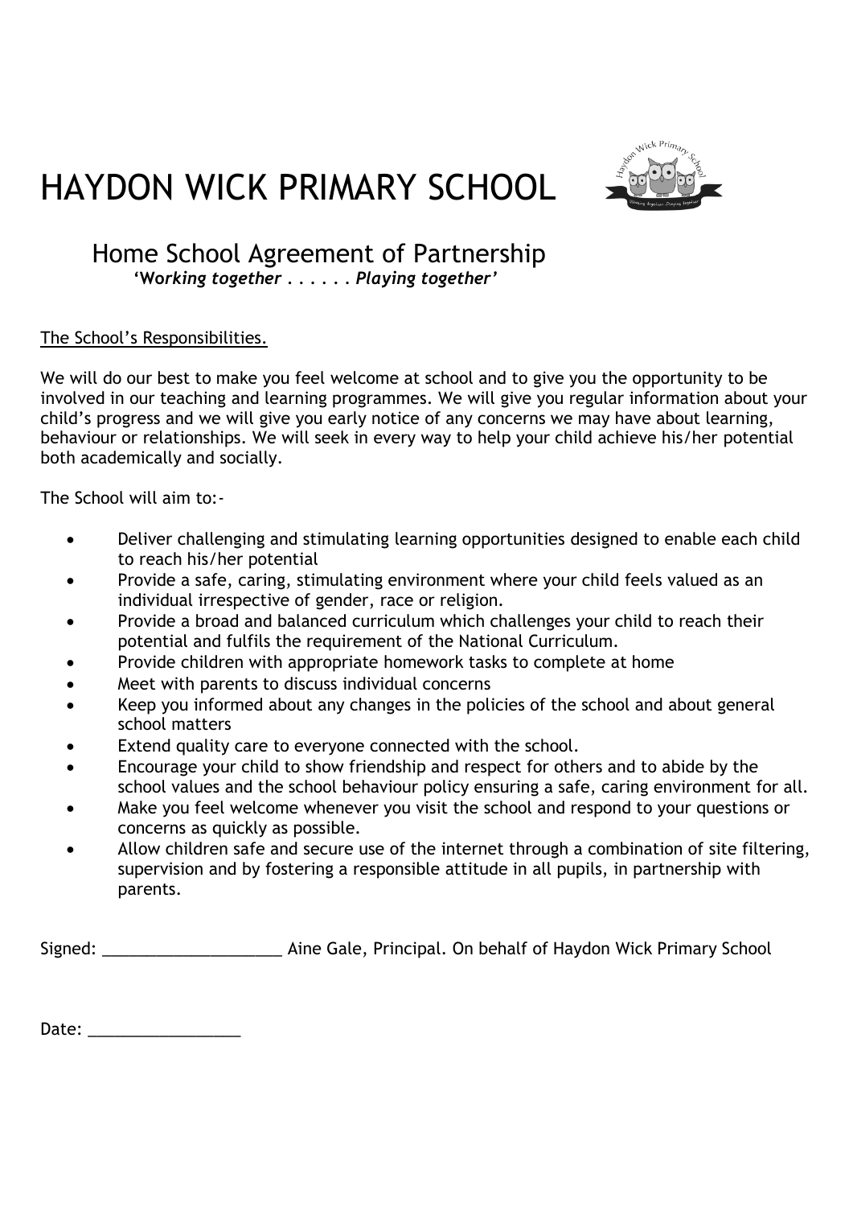# HAYDON WICK PRIMARY SCHOOL

## Home School Agreement of Partnership

***'Working together . . . . . . Playing together'***

<u>The School's Responsibilities.</u>

We will do our best to make you feel welcome at school and to give you the opportunity to be involved in our teaching and learning programmes. We will give you regular information about your child's progress and we will give you early notice of any concerns we may have about learning, behaviour or relationships. We will seek in every way to help your child achieve his/her potential both academically and socially.

The School will aim to:-

- Deliver challenging and stimulating learning opportunities designed to enable each child to reach his/her potential
- Provide a safe, caring, stimulating environment where your child feels valued as an individual irrespective of gender, race or religion.
- Provide a broad and balanced curriculum which challenges your child to reach their potential and fulfils the requirement of the National Curriculum.
- Provide children with appropriate homework tasks to complete at home
- Meet with parents to discuss individual concerns
- Keep you informed about any changes in the policies of the school and about general school matters
- Extend quality care to everyone connected with the school.
- Encourage your child to show friendship and respect for others and to abide by the school values and the school behaviour policy ensuring a safe, caring environment for all.
- Make you feel welcome whenever you visit the school and respond to your questions or concerns as quickly as possible.
- Allow children safe and secure use of the internet through a combination of site filtering, supervision and by fostering a responsible attitude in all pupils, in partnership with parents.

Signed: ____________________ Aine Gale, Principal. On behalf of Haydon Wick Primary School

Date: _________________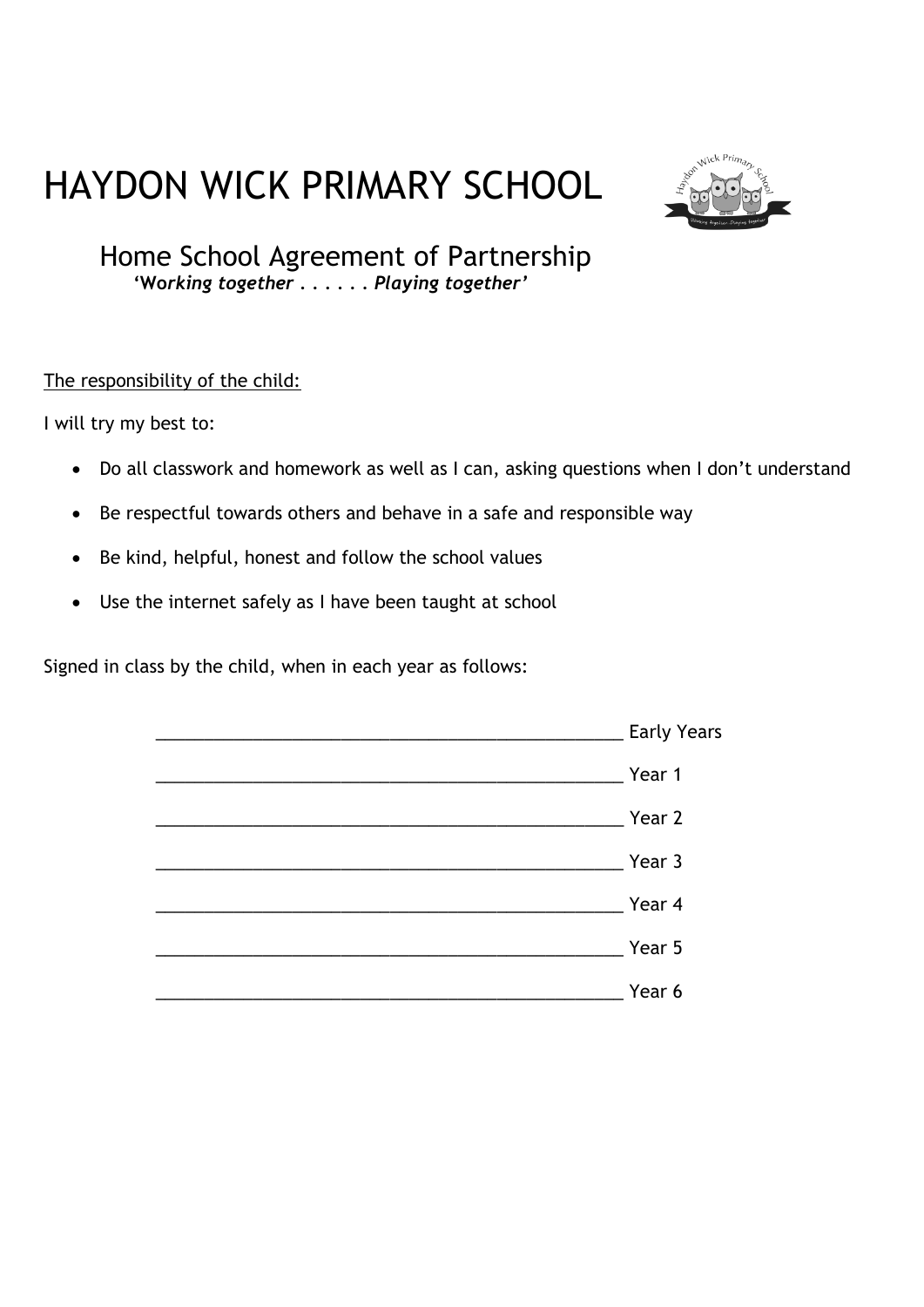# HAYDON WICK PRIMARY SCHOOL

## Home School Agreement of Partnership

***'Working together . . . . . . Playing together'***

The responsibility of the child:

I will try my best to:

- Do all classwork and homework as well as I can, asking questions when I don't understand
- Be respectful towards others and behave in a safe and responsible way
- Be kind, helpful, honest and follow the school values
- Use the internet safely as I have been taught at school

Signed in class by the child, when in each year as follows:

__________________________________________________ Early Years

__________________________________________________ Year 1

__________________________________________________ Year 2

__________________________________________________ Year 3

__________________________________________________ Year 4

__________________________________________________ Year 5

__________________________________________________ Year 6